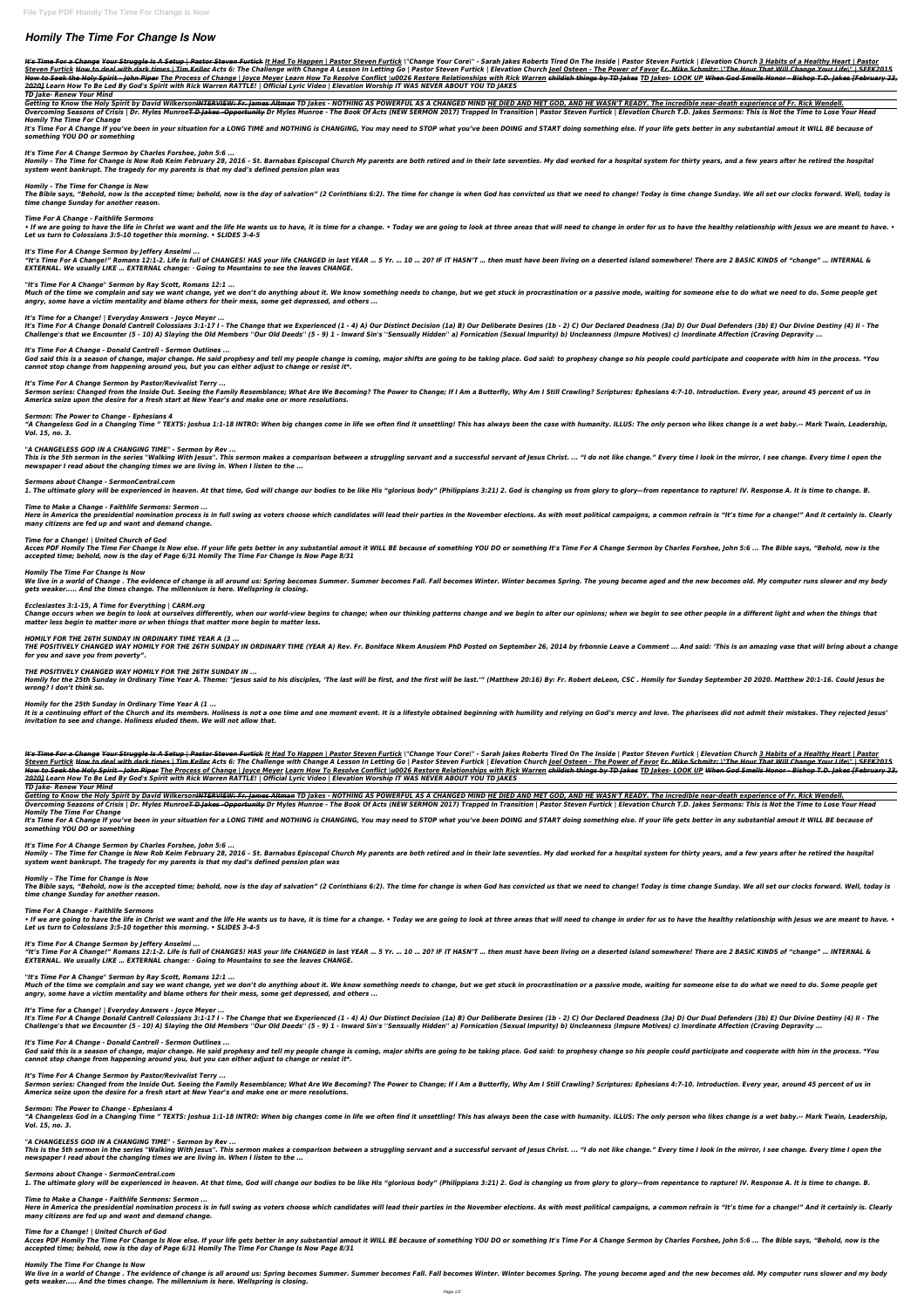# Homily The Time For Change Is Now

It's Time For a Change Your Struggle Is A Setup | Pastor Steven Furtick It Had To Happen | Pastor Steven Furtick \"Change Your Core\" - Sarah Jakes Roberts Tired On The Inside | Pastor Steven Furtick | Elevation Church 3 Habits of a Healthy Heart | Pastor Steven Furtick How to deal with dark times | Tim Keller Acts 6: The Challenge with Change A Lesson In Letting Go | Pastor Steven Furtick | Elevation Church Joel Osteen - The Power of Favor Fr. Mike Schmitz: \"The Hour That Will Change Your Life\" | SEEK2015 How to Seek the Holy Spirit - John Piper The Process of Change | Joyce Meyer Learn How To Resolve Conflict \u0026 Restore Relationships with Rick Warren childish things by TD Jakes TD Jakes- LOOK UP When God Smells Honor - Bishop T.D. Jakes [February 23, 2020] Learn How To Be Led By God's Spirit with Rick Warren RATTLE! | Official Lyric Video | Elevation Worship IT WAS NEVER ABOUT YOU TD JAKES

TD Jake- Renew Your Mind

Getting to Know the Holy Spirit by David WilkersonINTERVIEW: Fr. James Altman TD Jakes - NOTHING AS POWERFUL AS A CHANGED MIND HE DIED AND MET GOD, AND HE WASN'T READY. The incredible near-death experience of Fr. Rick Wendell.

Overcoming Seasons of Crisis | Dr. Myles MunroeT D Jakes -Opportunity Dr Myles Munroe - The Book Of Acts (NEW SERMON 2017) Trapped In Transition | Pastor Steven Furtick | Elevation Church T.D. Jakes Sermons: This is Not the Time to Lose Your Head

*Homily The Time For Change*

It's Time For A Change If you've been in your situation for a LONG TIME and NOTHING is CHANGING, You may need to STOP what you've been DOING and START doing something else. If your life gets better in any substantial amout it WILL BE because of something YOU DO or something

*It's Time For A Change Sermon by Charles Forshee, John 5:6 ...*

Homily – The Time for Change is Now Rob Keim February 28, 2016 – St. Barnabas Episcopal Church My parents are both retired and in their late seventies. My dad worked for a hospital system for thirty years, and a few years after he retired the hospital system went bankrupt. The tragedy for my parents is that my dad's defined pension plan was

*Homily – The Time for Change is Now*

The Bible says, "Behold, now is the accepted time; behold, now is the day of salvation" (2 Corinthians 6:2). The time for change is when God has convicted us that we need to change! Today is time change Sunday. We all set our clocks forward. Well, today is time change Sunday for another reason.

*Time For A Change - Faithlife Sermons*

• If we are going to have the life in Christ we want and the life He wants us to have, it is time for a change. • Today we are going to look at three areas that will need to change in order for us to have the healthy relationship with Jesus we are meant to have. • Let us turn to Colossians 3:5-10 together this morning. • SLIDES 3-4-5

*It's Time For A Change Sermon by Jeffery Anselmi ...*

"It's Time For A Change!" Romans 12:1-2. Life is full of CHANGES! HAS your life CHANGED in last YEAR … 5 Yr. … 10 … 20? IF IT HASN'T … then must have been living on a deserted island somewhere! There are 2 BASIC KINDS of "change" … INTERNAL & EXTERNAL. We usually LIKE … EXTERNAL change: - Going to Mountains to see the leaves CHANGE.

*"It's Time For A Change" Sermon by Ray Scott, Romans 12:1 ...*

Much of the time we complain and say we want change, yet we don't do anything about it. We know something needs to change, but we get stuck in procrastination or a passive mode, waiting for someone else to do what we need to do. Some people get angry, some have a victim mentality and blame others for their mess, some get depressed, and others ...

*It's Time for a Change! | Everyday Answers - Joyce Meyer ...*

It's Time For A Change Donald Cantrell Colossians 3:1-17 I - The Change that we Experienced (1 - 4) A) Our Distinct Decision (1a) B) Our Deliberate Desires (1b - 2) C) Our Declared Deadness (3a) D) Our Dual Defenders (3b) E) Our Divine Destiny (4) II - The Challenge's that we Encounter (5 - 10) A) Slaying the Old Members ''Our Old Deeds'' (5 - 9) 1 - Inward Sin's ''Sensually Hidden'' a) Fornication (Sexual Impurity) b) Uncleanness (Impure Motives) c) Inordinate Affection (Craving Depravity ...

*It's Time For A Change - Donald Cantrell - Sermon Outlines ...*

God said this is a season of change, major change. He said prophesy and tell my people change is coming, major shifts are going to be taking place. God said: to prophesy change so his people could participate and cooperate with him in the process. *You cannot stop change from happening around you, but you can either adjust to change or resist it*.

*It's Time For A Change Sermon by Pastor/Revivalist Terry ...*

Sermon series: Changed from the Inside Out. Seeing the Family Resemblance; What Are We Becoming? The Power to Change; If I Am a Butterfly, Why Am I Still Crawling? Scriptures: Ephesians 4:7-10. Introduction. Every year, around 45 percent of us in America seize upon the desire for a fresh start at New Year's and make one or more resolutions.

*Sermon: The Power to Change - Ephesians 4*

"A Changeless God in a Changing Time " TEXTS: Joshua 1:1-18 INTRO: When big changes come in life we often find it unsettling! This has always been the case with humanity. ILLUS: The only person who likes change is a wet baby.-- Mark Twain, Leadership, Vol. 15, no. 3.

*"A CHANGELESS GOD IN A CHANGING TIME" - Sermon by Rev ...*

This is the 5th sermon in the series "Walking With Jesus". This sermon makes a comparison between a struggling servant and a successful servant of Jesus Christ. ... "I do not like change." Every time I look in the mirror, I see change. Every time I open the newspaper I read about the changing times we are living in. When I listen to the ...

*Sermons about Change - SermonCentral.com*

1. The ultimate glory will be experienced in heaven. At that time, God will change our bodies to be like His "glorious body" (Philippians 3:21) 2. God is changing us from glory to glory—from repentance to rapture! IV. Response A. It is time to change. B.

*Time to Make a Change - Faithlife Sermons: Sermon ...*

Here in America the presidential nomination process is in full swing as voters choose which candidates will lead their parties in the November elections. As with most political campaigns, a common refrain is "It's time for a change!" And it certainly is. Clearly many citizens are fed up and want and demand change.

*Time for a Change! | United Church of God*

Acces PDF Homily The Time For Change Is Now else. If your life gets better in any substantial amout it WILL BE because of something YOU DO or something It's Time For A Change Sermon by Charles Forshee, John 5:6 ... The Bible says, "Behold, now is the accepted time; behold, now is the day of Page 6/31 Homily The Time For Change Is Now Page 8/31

*Homily The Time For Change Is Now*

We live in a world of Change . The evidence of change is all around us: Spring becomes Summer. Summer becomes Fall. Fall becomes Winter. Winter becomes Spring. The young become aged and the new becomes old. My computer runs slower and my body gets weaker..... And the times change. The millennium is here. Wellspring is closing.

*Ecclesiastes 3:1-15, A Time for Everything | CARM.org*

Change occurs when we begin to look at ourselves differently, when our world-view begins to change; when our thinking patterns change and we begin to alter our opinions; when we begin to see other people in a different light and when the things that matter less begin to matter more or when things that matter more begin to matter less.

*HOMILY FOR THE 26TH SUNDAY IN ORDINARY TIME YEAR A (3 ...*

THE POSITIVELY CHANGED WAY HOMILY FOR THE 26TH SUNDAY IN ORDINARY TIME (YEAR A) Rev. Fr. Boniface Nkem Anusiem PhD Posted on September 26, 2014 by frbonnie Leave a Comment ... And said: 'This is an amazing vase that will bring about a change for you and save you from poverty".

*THE POSITIVELY CHANGED WAY HOMILY FOR THE 26TH SUNDAY IN ...*

Homily for the 25th Sunday in Ordinary Time Year A. Theme: "Jesus said to his disciples, 'The last will be first, and the first will be last.'" (Matthew 20:16) By: Fr. Robert deLeon, CSC . Homily for Sunday September 20 2020. Matthew 20:1-16. Could Jesus be wrong? I don't think so.

*Homily for the 25th Sunday in Ordinary Time Year A (1 ...*

It is a continuing effort of the Church and its members. Holiness is not a one time and one moment event. It is a lifestyle obtained beginning with humility and relying on God's mercy and love. The pharisees did not admit their mistakes. They rejected Jesus' invitation to see and change. Holiness eluded them. We will not allow that.

It's Time For a Change Your Struggle Is A Setup | Pastor Steven Furtick It Had To Happen | Pastor Steven Furtick \"Change Your Core\" - Sarah Jakes Roberts Tired On The Inside | Pastor Steven Furtick | Elevation Church 3 Habits of a Healthy Heart | Pastor Steven Furtick How to deal with dark times | Tim Keller Acts 6: The Challenge with Change A Lesson In Letting Go | Pastor Steven Furtick | Elevation Church Joel Osteen - The Power of Favor Fr. Mike Schmitz: \"The Hour That Will Change Your Life\" | SEEK2015 How to Seek the Holy Spirit - John Piper The Process of Change | Joyce Meyer Learn How To Resolve Conflict \u0026 Restore Relationships with Rick Warren childish things by TD Jakes TD Jakes- LOOK UP When God Smells Honor - Bishop T.D. Jakes [February 23, 2020] Learn How To Be Led By God's Spirit with Rick Warren RATTLE! | Official Lyric Video | Elevation Worship IT WAS NEVER ABOUT YOU TD JAKES

TD Jake- Renew Your Mind

Getting to Know the Holy Spirit by David WilkersonINTERVIEW: Fr. James Altman TD Jakes - NOTHING AS POWERFUL AS A CHANGED MIND HE DIED AND MET GOD, AND HE WASN'T READY. The incredible near-death experience of Fr. Rick Wendell.

Overcoming Seasons of Crisis | Dr. Myles MunroeT D Jakes -Opportunity Dr Myles Munroe - The Book Of Acts (NEW SERMON 2017) Trapped In Transition | Pastor Steven Furtick | Elevation Church T.D. Jakes Sermons: This is Not the Time to Lose Your Head

*Homily The Time For Change*

It's Time For A Change If you've been in your situation for a LONG TIME and NOTHING is CHANGING, You may need to STOP what you've been DOING and START doing something else. If your life gets better in any substantial amout it WILL BE because of something YOU DO or something

*It's Time For A Change Sermon by Charles Forshee, John 5:6 ...*

Homily – The Time for Change is Now Rob Keim February 28, 2016 – St. Barnabas Episcopal Church My parents are both retired and in their late seventies. My dad worked for a hospital system for thirty years, and a few years after he retired the hospital system went bankrupt. The tragedy for my parents is that my dad's defined pension plan was

*Homily – The Time for Change is Now*

The Bible says, "Behold, now is the accepted time; behold, now is the day of salvation" (2 Corinthians 6:2). The time for change is when God has convicted us that we need to change! Today is time change Sunday. We all set our clocks forward. Well, today is time change Sunday for another reason.

*Time For A Change - Faithlife Sermons*

• If we are going to have the life in Christ we want and the life He wants us to have, it is time for a change. • Today we are going to look at three areas that will need to change in order for us to have the healthy relationship with Jesus we are meant to have. • Let us turn to Colossians 3:5-10 together this morning. • SLIDES 3-4-5

*It's Time For A Change Sermon by Jeffery Anselmi ...*

"It's Time For A Change!" Romans 12:1-2. Life is full of CHANGES! HAS your life CHANGED in last YEAR … 5 Yr. … 10 … 20? IF IT HASN'T … then must have been living on a deserted island somewhere! There are 2 BASIC KINDS of "change" … INTERNAL & EXTERNAL. We usually LIKE … EXTERNAL change: - Going to Mountains to see the leaves CHANGE.

*"It's Time For A Change" Sermon by Ray Scott, Romans 12:1 ...*

Much of the time we complain and say we want change, yet we don't do anything about it. We know something needs to change, but we get stuck in procrastination or a passive mode, waiting for someone else to do what we need to do. Some people get angry, some have a victim mentality and blame others for their mess, some get depressed, and others ...

*It's Time for a Change! | Everyday Answers - Joyce Meyer ...*

It's Time For A Change Donald Cantrell Colossians 3:1-17 I - The Change that we Experienced (1 - 4) A) Our Distinct Decision (1a) B) Our Deliberate Desires (1b - 2) C) Our Declared Deadness (3a) D) Our Dual Defenders (3b) E) Our Divine Destiny (4) II - The Challenge's that we Encounter (5 - 10) A) Slaying the Old Members ''Our Old Deeds'' (5 - 9) 1 - Inward Sin's ''Sensually Hidden'' a) Fornication (Sexual Impurity) b) Uncleanness (Impure Motives) c) Inordinate Affection (Craving Depravity ...

*It's Time For A Change - Donald Cantrell - Sermon Outlines ...*

God said this is a season of change, major change. He said prophesy and tell my people change is coming, major shifts are going to be taking place. God said: to prophesy change so his people could participate and cooperate with him in the process. *You cannot stop change from happening around you, but you can either adjust to change or resist it*.

*It's Time For A Change Sermon by Pastor/Revivalist Terry ...*

Sermon series: Changed from the Inside Out. Seeing the Family Resemblance; What Are We Becoming? The Power to Change; If I Am a Butterfly, Why Am I Still Crawling? Scriptures: Ephesians 4:7-10. Introduction. Every year, around 45 percent of us in America seize upon the desire for a fresh start at New Year's and make one or more resolutions.

*Sermon: The Power to Change - Ephesians 4*

"A Changeless God in a Changing Time " TEXTS: Joshua 1:1-18 INTRO: When big changes come in life we often find it unsettling! This has always been the case with humanity. ILLUS: The only person who likes change is a wet baby.-- Mark Twain, Leadership, Vol. 15, no. 3.

*"A CHANGELESS GOD IN A CHANGING TIME" - Sermon by Rev ...*

This is the 5th sermon in the series "Walking With Jesus". This sermon makes a comparison between a struggling servant and a successful servant of Jesus Christ. ... "I do not like change." Every time I look in the mirror, I see change. Every time I open the newspaper I read about the changing times we are living in. When I listen to the ...

*Sermons about Change - SermonCentral.com*

1. The ultimate glory will be experienced in heaven. At that time, God will change our bodies to be like His "glorious body" (Philippians 3:21) 2. God is changing us from glory to glory—from repentance to rapture! IV. Response A. It is time to change. B.

*Time to Make a Change - Faithlife Sermons: Sermon ...*

Here in America the presidential nomination process is in full swing as voters choose which candidates will lead their parties in the November elections. As with most political campaigns, a common refrain is "It's time for a change!" And it certainly is. Clearly many citizens are fed up and want and demand change.

*Time for a Change! | United Church of God*

Acces PDF Homily The Time For Change Is Now else. If your life gets better in any substantial amout it WILL BE because of something YOU DO or something It's Time For A Change Sermon by Charles Forshee, John 5:6 ... The Bible says, "Behold, now is the accepted time; behold, now is the day of Page 6/31 Homily The Time For Change Is Now Page 8/31

*Homily The Time For Change Is Now*

We live in a world of Change . The evidence of change is all around us: Spring becomes Summer. Summer becomes Fall. Fall becomes Winter. Winter becomes Spring. The young become aged and the new becomes old. My computer runs slower and my body gets weaker..... And the times change. The millennium is here. Wellspring is closing.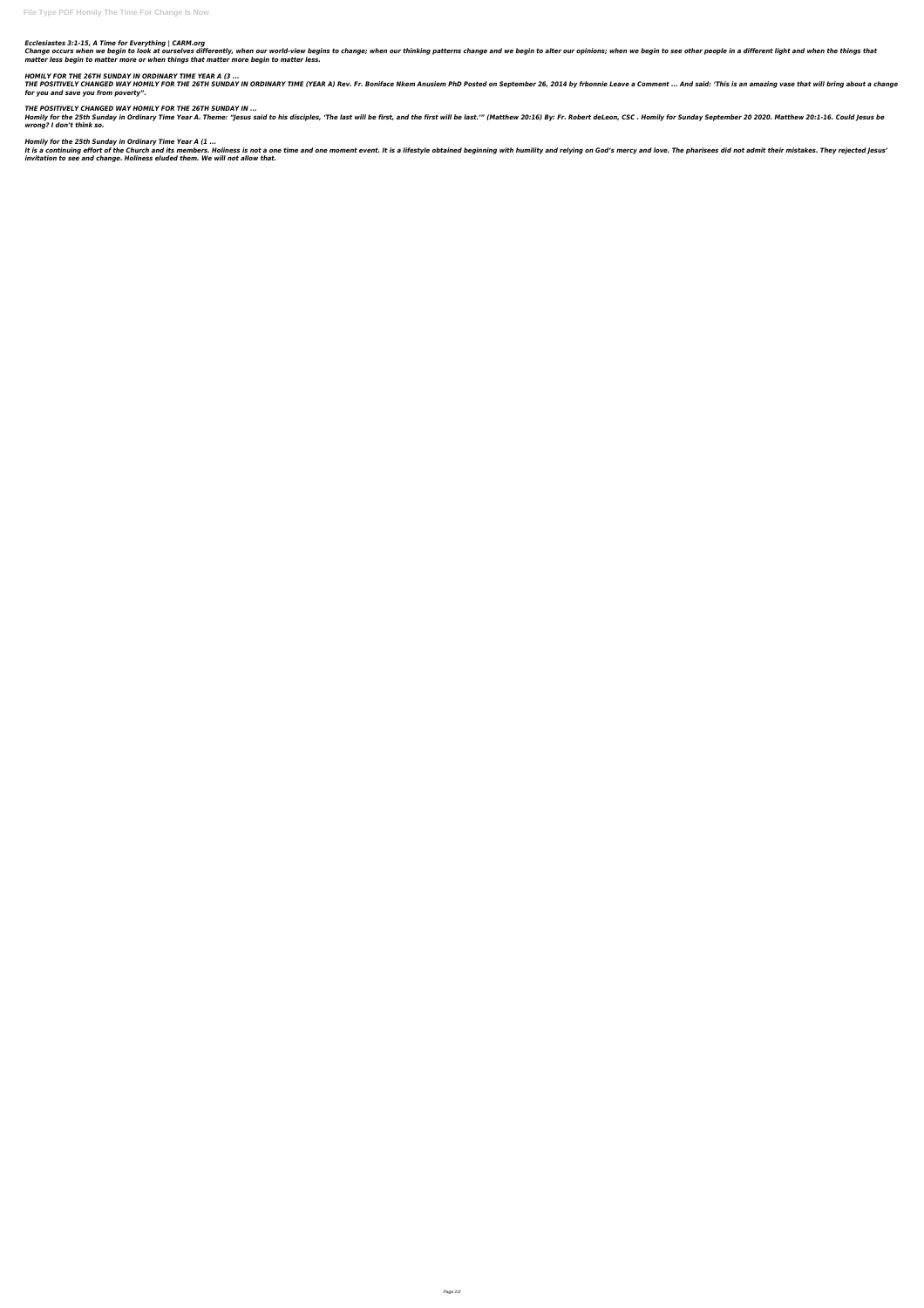*Ecclesiastes 3:1-15, A Time for Everything | CARM.org*

***Change occurs when we begin to look at ourselves differently, when our world-view begins to change; when our thinking patterns change and we begin to alter our opinions; when we begin to see other people in a different light and when the things that matter less begin to matter more or when things that matter more begin to matter less.***

*HOMILY FOR THE 26TH SUNDAY IN ORDINARY TIME YEAR A (3 ...*

***THE POSITIVELY CHANGED WAY HOMILY FOR THE 26TH SUNDAY IN ORDINARY TIME (YEAR A) Rev. Fr. Boniface Nkem Anusiem PhD Posted on September 26, 2014 by frbonnie Leave a Comment ... And said: 'This is an amazing vase that will bring about a change for you and save you from poverty".***

*THE POSITIVELY CHANGED WAY HOMILY FOR THE 26TH SUNDAY IN ...*

***Homily for the 25th Sunday in Ordinary Time Year A. Theme: "Jesus said to his disciples, 'The last will be first, and the first will be last.'" (Matthew 20:16) By: Fr. Robert deLeon, CSC . Homily for Sunday September 20 2020. Matthew 20:1-16. Could Jesus be wrong? I don't think so.***

*Homily for the 25th Sunday in Ordinary Time Year A (1 ...*

***It is a continuing effort of the Church and its members. Holiness is not a one time and one moment event. It is a lifestyle obtained beginning with humility and relying on God's mercy and love. The pharisees did not admit their mistakes. They rejected Jesus' invitation to see and change. Holiness eluded them. We will not allow that.***